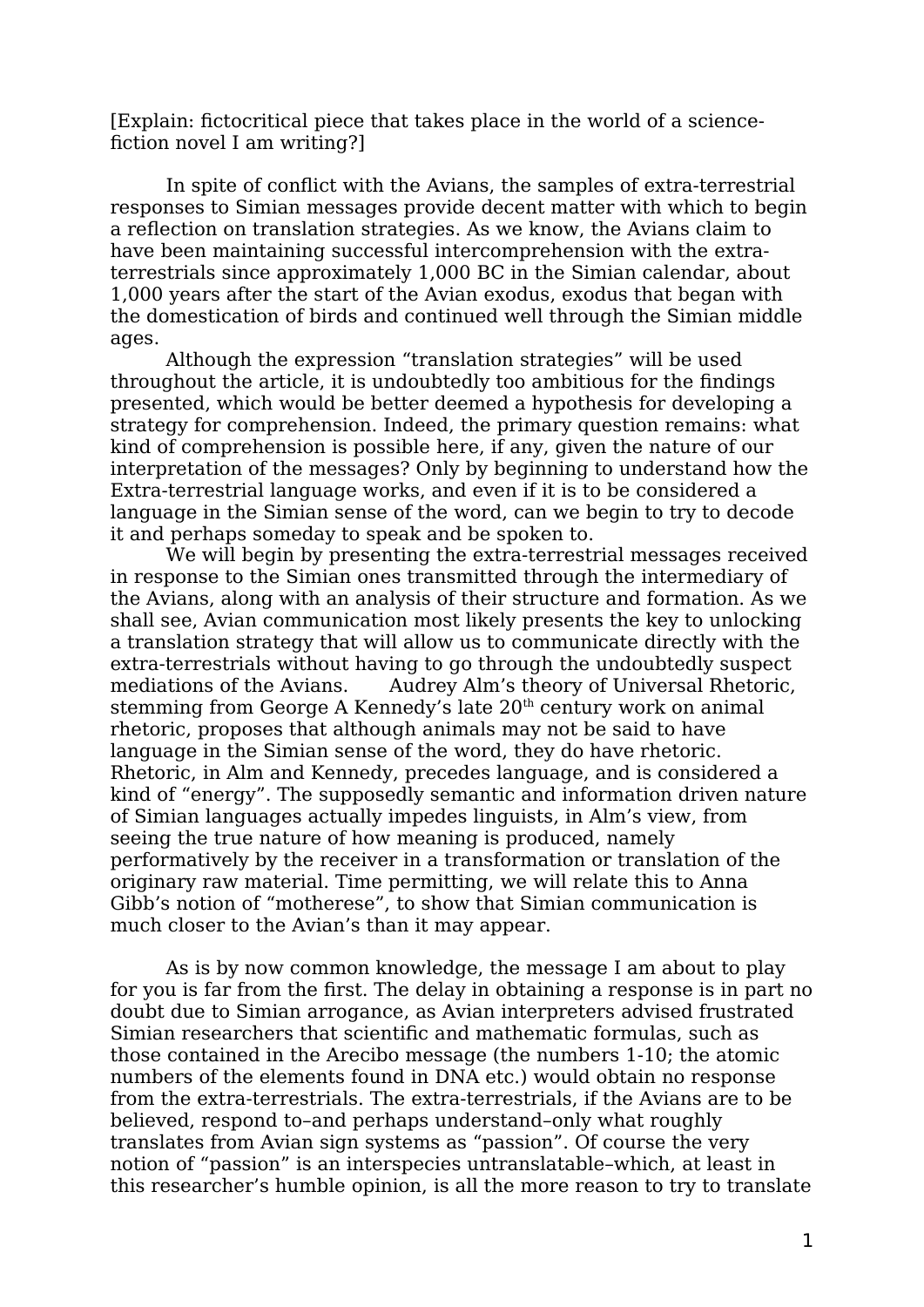[Explain: fictocritical piece that takes place in the world of a science-fiction novel I am writing?]

In spite of conflict with the Avians, the samples of extra-terrestrial responses to Simian messages provide decent matter with which to begin a reflection on translation strategies. As we know, the Avians claim to have been maintaining successful intercomprehension with the extra-terrestrials since approximately 1,000 BC in the Simian calendar, about 1,000 years after the start of the Avian exodus, exodus that began with the domestication of birds and continued well through the Simian middle ages.

Although the expression "translation strategies" will be used throughout the article, it is undoubtedly too ambitious for the findings presented, which would be better deemed a hypothesis for developing a strategy for comprehension. Indeed, the primary question remains: what kind of comprehension is possible here, if any, given the nature of our interpretation of the messages? Only by beginning to understand how the Extra-terrestrial language works, and even if it is to be considered a language in the Simian sense of the word, can we begin to try to decode it and perhaps someday to speak and be spoken to.

We will begin by presenting the extra-terrestrial messages received in response to the Simian ones transmitted through the intermediary of the Avians, along with an analysis of their structure and formation. As we shall see, Avian communication most likely presents the key to unlocking a translation strategy that will allow us to communicate directly with the extra-terrestrials without having to go through the undoubtedly suspect mediations of the Avians. Audrey Alm's theory of Universal Rhetoric, stemming from George A Kennedy's late 20th century work on animal rhetoric, proposes that although animals may not be said to have language in the Simian sense of the word, they do have rhetoric. Rhetoric, in Alm and Kennedy, precedes language, and is considered a kind of "energy". The supposedly semantic and information driven nature of Simian languages actually impedes linguists, in Alm's view, from seeing the true nature of how meaning is produced, namely performatively by the receiver in a transformation or translation of the originary raw material. Time permitting, we will relate this to Anna Gibb's notion of "motherese", to show that Simian communication is much closer to the Avian's than it may appear.

As is by now common knowledge, the message I am about to play for you is far from the first. The delay in obtaining a response is in part no doubt due to Simian arrogance, as Avian interpreters advised frustrated Simian researchers that scientific and mathematic formulas, such as those contained in the Arecibo message (the numbers 1-10; the atomic numbers of the elements found in DNA etc.) would obtain no response from the extra-terrestrials. The extra-terrestrials, if the Avians are to be believed, respond to–and perhaps understand–only what roughly translates from Avian sign systems as "passion". Of course the very notion of "passion" is an interspecies untranslatable–which, at least in this researcher's humble opinion, is all the more reason to try to translate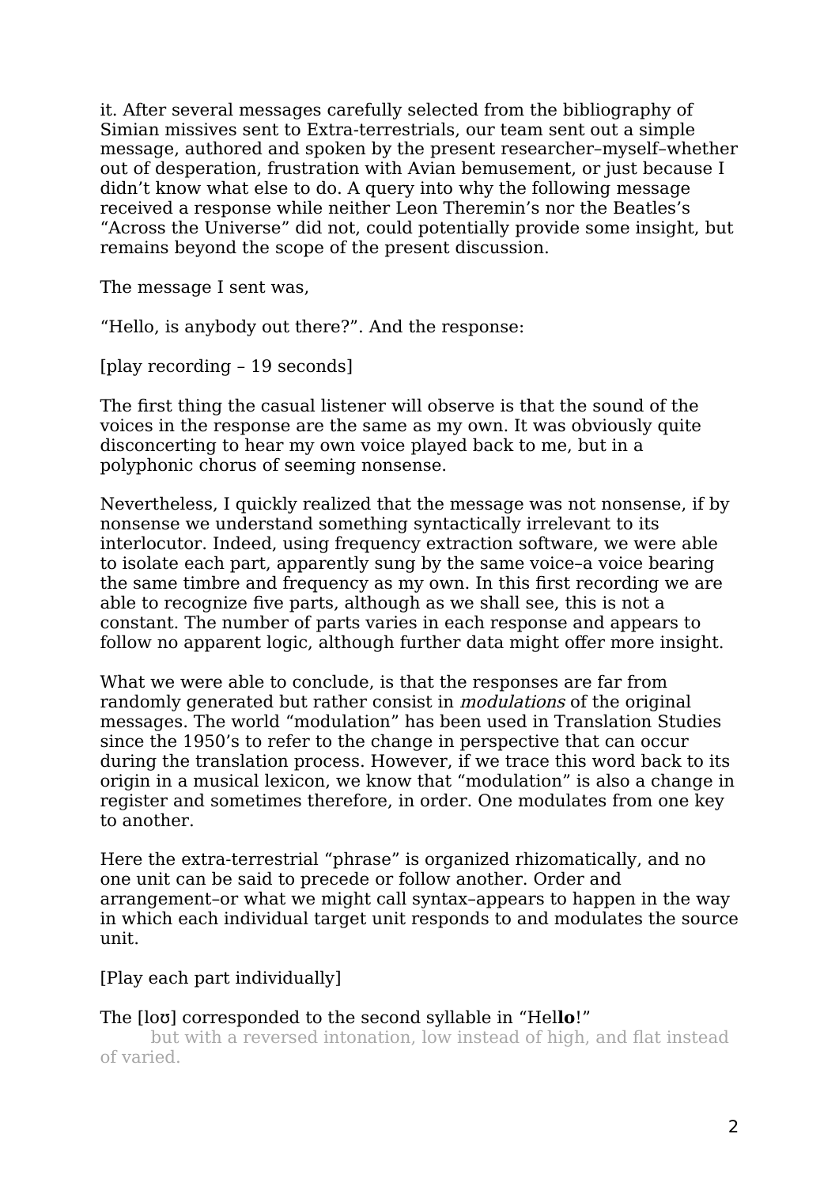it. After several messages carefully selected from the bibliography of Simian missives sent to Extra-terrestrials, our team sent out a simple message, authored and spoken by the present researcher–myself–whether out of desperation, frustration with Avian bemusement, or just because I didn't know what else to do. A query into why the following message received a response while neither Leon Theremin's nor the Beatles's "Across the Universe" did not, could potentially provide some insight, but remains beyond the scope of the present discussion.

The message I sent was,

"Hello, is anybody out there?". And the response:

[play recording – 19 seconds]

The first thing the casual listener will observe is that the sound of the voices in the response are the same as my own. It was obviously quite disconcerting to hear my own voice played back to me, but in a polyphonic chorus of seeming nonsense.

Nevertheless, I quickly realized that the message was not nonsense, if by nonsense we understand something syntactically irrelevant to its interlocutor. Indeed, using frequency extraction software, we were able to isolate each part, apparently sung by the same voice–a voice bearing the same timbre and frequency as my own. In this first recording we are able to recognize five parts, although as we shall see, this is not a constant. The number of parts varies in each response and appears to follow no apparent logic, although further data might offer more insight.

What we were able to conclude, is that the responses are far from randomly generated but rather consist in *modulations* of the original messages. The world "modulation" has been used in Translation Studies since the 1950's to refer to the change in perspective that can occur during the translation process. However, if we trace this word back to its origin in a musical lexicon, we know that "modulation" is also a change in register and sometimes therefore, in order. One modulates from one key to another.

Here the extra-terrestrial "phrase" is organized rhizomatically, and no one unit can be said to precede or follow another. Order and arrangement–or what we might call syntax–appears to happen in the way in which each individual target unit responds to and modulates the source unit.

[Play each part individually]

The [loʊ] corresponded to the second syllable in "Hel**lo**!"
but with a reversed intonation, low instead of high, and flat instead of varied.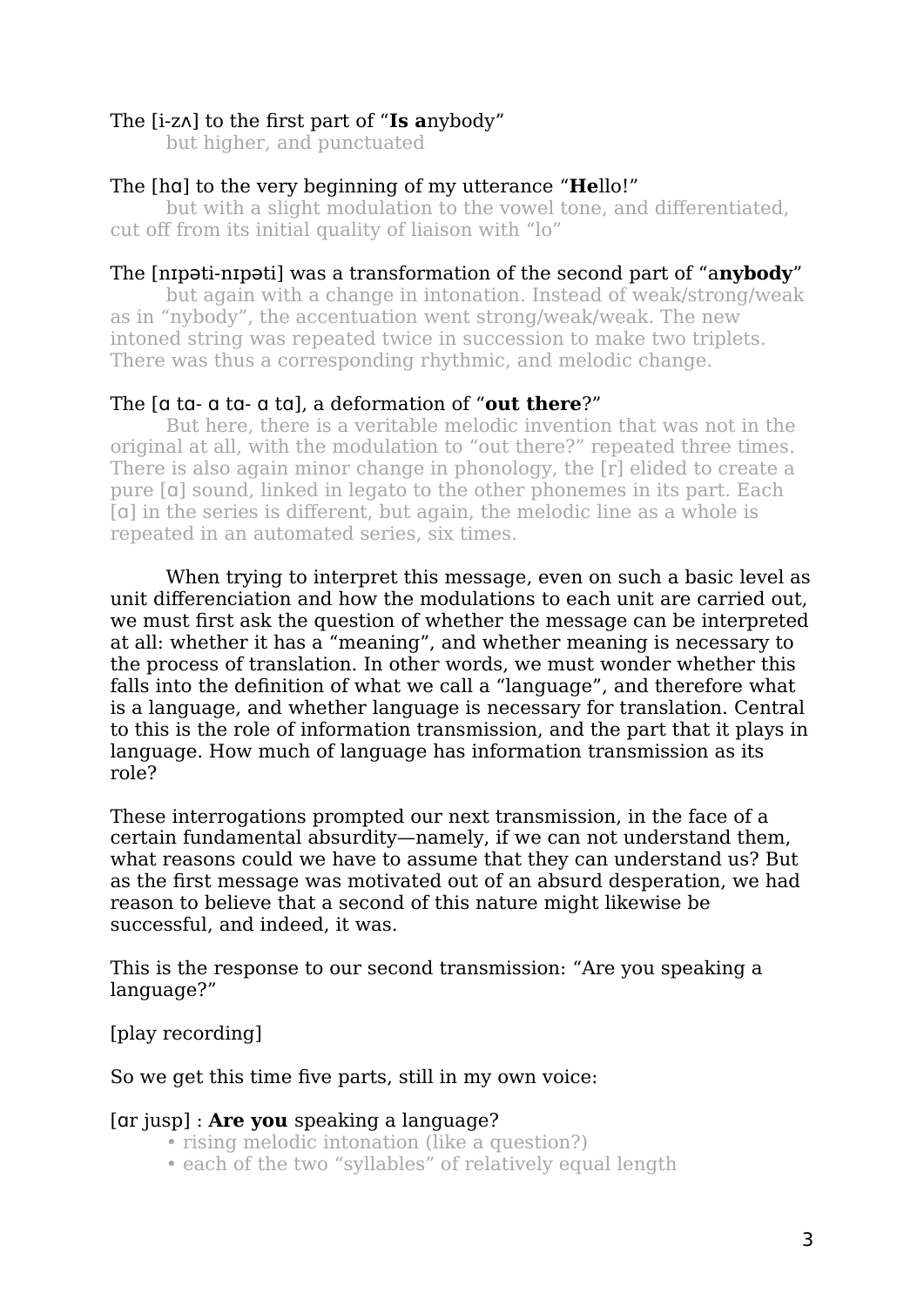The [i-zʌ] to the first part of "**Is a**nybody"

  but higher, and punctuated

The [hɑ] to the very beginning of my utterance "**He**llo!"

  but with a slight modulation to the vowel tone, and differentiated, cut off from its initial quality of liaison with "lo"

The [nɪpəti-nɪpəti] was a transformation of the second part of "a**nybody**"

  but again with a change in intonation. Instead of weak/strong/weak as in "nybody", the accentuation went strong/weak/weak. The new intoned string was repeated twice in succession to make two triplets. There was thus a corresponding rhythmic, and melodic change.

The [ɑ tɑ- ɑ tɑ- ɑ tɑ], a deformation of "**out there**?"

  But here, there is a veritable melodic invention that was not in the original at all, with the modulation to "out there?" repeated three times. There is also again minor change in phonology, the [r] elided to create a pure [ɑ] sound, linked in legato to the other phonemes in its part. Each [ɑ] in the series is different, but again, the melodic line as a whole is repeated in an automated series, six times.

When trying to interpret this message, even on such a basic level as unit differenciation and how the modulations to each unit are carried out, we must first ask the question of whether the message can be interpreted at all: whether it has a "meaning", and whether meaning is necessary to the process of translation. In other words, we must wonder whether this falls into the definition of what we call a "language", and therefore what is a language, and whether language is necessary for translation. Central to this is the role of information transmission, and the part that it plays in language. How much of language has information transmission as its role?

These interrogations prompted our next transmission, in the face of a certain fundamental absurdity—namely, if we can not understand them, what reasons could we have to assume that they can understand us? But as the first message was motivated out of an absurd desperation, we had reason to believe that a second of this nature might likewise be successful, and indeed, it was.

This is the response to our second transmission: "Are you speaking a language?"

[play recording]

So we get this time five parts, still in my own voice:

[ɑr jusp] : **Are you** speaking a language?

- rising melodic intonation (like a question?)
- each of the two "syllables" of relatively equal length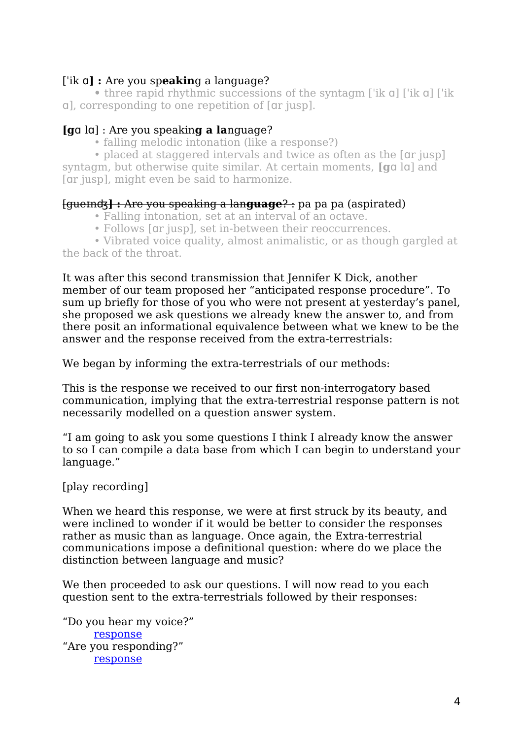['ik ɑ**] :** Are you sp**eakin**g a language?

• three rapid rhythmic successions of the syntagm ['ik ɑ] ['ik ɑ] ['ik ɑ], corresponding to one repetition of [ɑr jusp].

**[g**ɑ lɑ] : Are you speakin**g a la**nguage?

• falling melodic intonation (like a response?)

• placed at staggered intervals and twice as often as the [ɑr jusp] syntagm, but otherwise quite similar. At certain moments, **[g**ɑ lɑ] and [ɑr jusp], might even be said to harmonize.

~~[gueɪndʒ**] :** Are you speaking a lan**guage**? :~~ pa pa pa (aspirated)

• Falling intonation, set at an interval of an octave.

• Follows [ɑr jusp], set in-between their reoccurrences.

• Vibrated voice quality, almost animalistic, or as though gargled at the back of the throat.

It was after this second transmission that Jennifer K Dick, another member of our team proposed her "anticipated response procedure". To sum up briefly for those of you who were not present at yesterday's panel, she proposed we ask questions we already knew the answer to, and from there posit an informational equivalence between what we knew to be the answer and the response received from the extra-terrestrials:

We began by informing the extra-terrestrials of our methods:

This is the response we received to our first non-interrogatory based communication, implying that the extra-terrestrial response pattern is not necessarily modelled on a question answer system.

"I am going to ask you some questions I think I already know the answer to so I can compile a data base from which I can begin to understand your language."

[play recording]

When we heard this response, we were at first struck by its beauty, and were inclined to wonder if it would be better to consider the responses rather as music than as language. Once again, the Extra-terrestrial communications impose a definitional question: where do we place the distinction between language and music?

We then proceeded to ask our questions. I will now read to you each question sent to the extra-terrestrials followed by their responses:

"Do you hear my voice?"

response

"Are you responding?"

response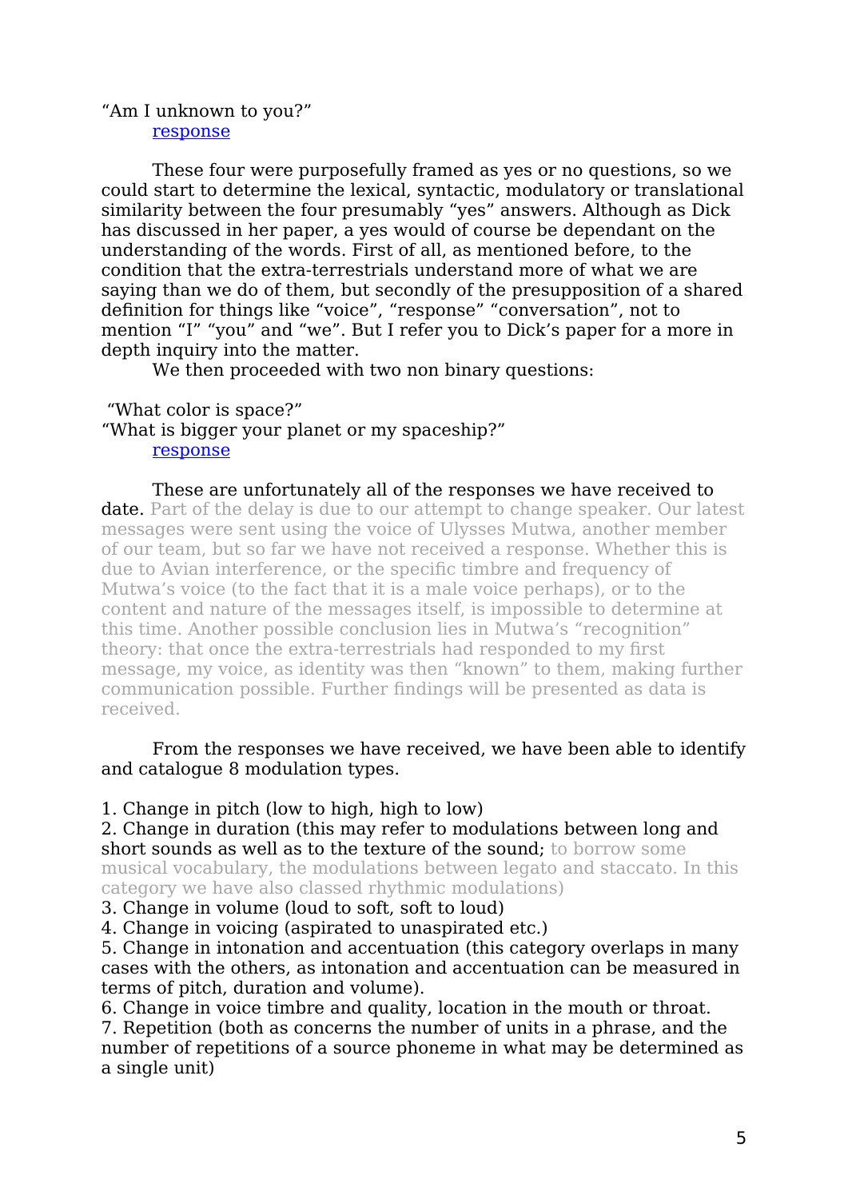"Am I unknown to you?"

response

These four were purposefully framed as yes or no questions, so we could start to determine the lexical, syntactic, modulatory or translational similarity between the four presumably "yes" answers. Although as Dick has discussed in her paper, a yes would of course be dependant on the understanding of the words. First of all, as mentioned before, to the condition that the extra-terrestrials understand more of what we are saying than we do of them, but secondly of the presupposition of a shared definition for things like "voice", "response" "conversation", not to mention "I" "you" and "we". But I refer you to Dick's paper for a more in depth inquiry into the matter.

We then proceeded with two non binary questions:

"What color is space?"

"What is bigger your planet or my spaceship?"

response

These are unfortunately all of the responses we have received to date. Part of the delay is due to our attempt to change speaker. Our latest messages were sent using the voice of Ulysses Mutwa, another member of our team, but so far we have not received a response. Whether this is due to Avian interference, or the specific timbre and frequency of Mutwa's voice (to the fact that it is a male voice perhaps), or to the content and nature of the messages itself, is impossible to determine at this time. Another possible conclusion lies in Mutwa's "recognition" theory: that once the extra-terrestrials had responded to my first message, my voice, as identity was then "known" to them, making further communication possible. Further findings will be presented as data is received.

From the responses we have received, we have been able to identify and catalogue 8 modulation types.

1. Change in pitch (low to high, high to low)
2. Change in duration (this may refer to modulations between long and short sounds as well as to the texture of the sound; to borrow some musical vocabulary, the modulations between legato and staccato. In this category we have also classed rhythmic modulations)
3. Change in volume (loud to soft, soft to loud)
4. Change in voicing (aspirated to unaspirated etc.)
5. Change in intonation and accentuation (this category overlaps in many cases with the others, as intonation and accentuation can be measured in terms of pitch, duration and volume).
6. Change in voice timbre and quality, location in the mouth or throat.
7. Repetition (both as concerns the number of units in a phrase, and the number of repetitions of a source phoneme in what may be determined as a single unit)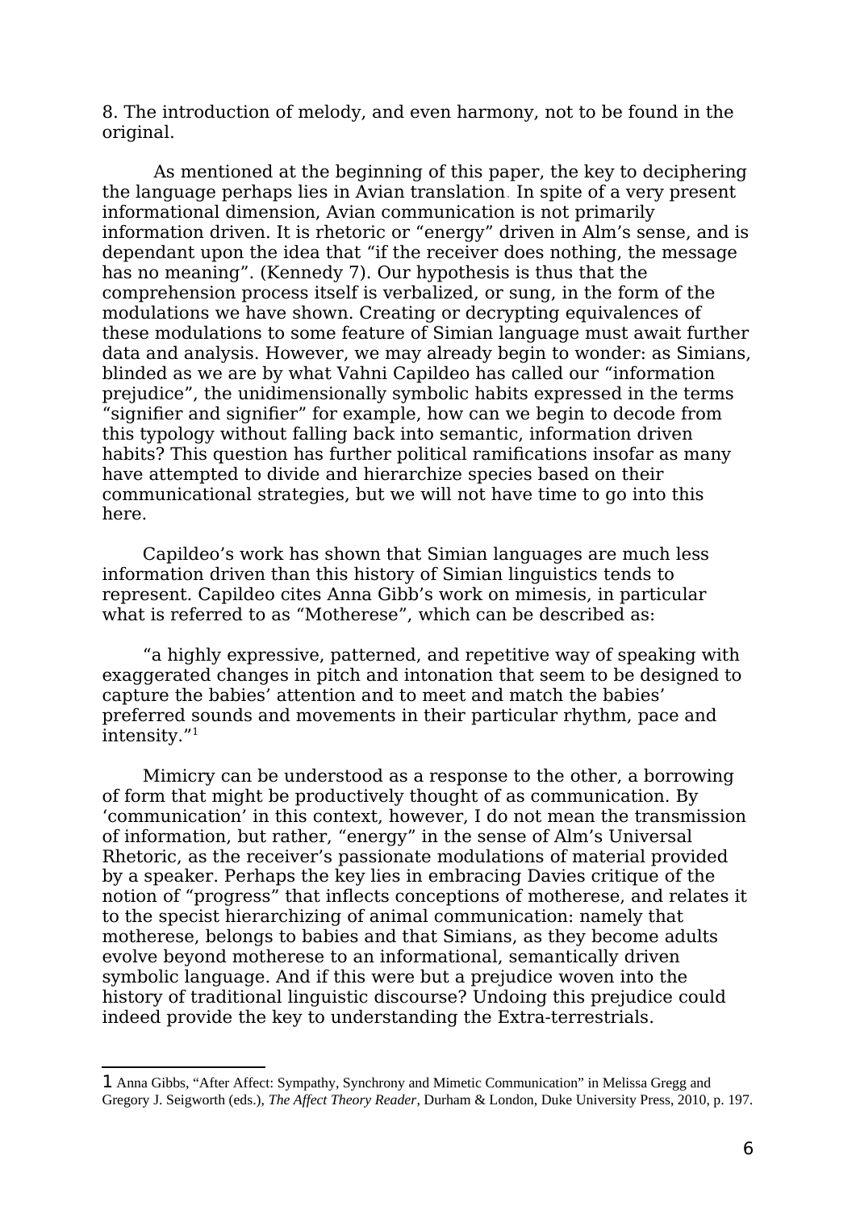8. The introduction of melody, and even harmony, not to be found in the original.

As mentioned at the beginning of this paper, the key to deciphering the language perhaps lies in Avian translation. In spite of a very present informational dimension, Avian communication is not primarily information driven. It is rhetoric or "energy" driven in Alm's sense, and is dependant upon the idea that "if the receiver does nothing, the message has no meaning". (Kennedy 7). Our hypothesis is thus that the comprehension process itself is verbalized, or sung, in the form of the modulations we have shown. Creating or decrypting equivalences of these modulations to some feature of Simian language must await further data and analysis. However, we may already begin to wonder: as Simians, blinded as we are by what Vahni Capildeo has called our "information prejudice", the unidimensionally symbolic habits expressed in the terms "signifier and signifier" for example, how can we begin to decode from this typology without falling back into semantic, information driven habits? This question has further political ramifications insofar as many have attempted to divide and hierarchize species based on their communicational strategies, but we will not have time to go into this here.

Capildeo's work has shown that Simian languages are much less information driven than this history of Simian linguistics tends to represent. Capildeo cites Anna Gibb's work on mimesis, in particular what is referred to as "Motherese", which can be described as:

"a highly expressive, patterned, and repetitive way of speaking with exaggerated changes in pitch and intonation that seem to be designed to capture the babies' attention and to meet and match the babies' preferred sounds and movements in their particular rhythm, pace and intensity."[1]

Mimicry can be understood as a response to the other, a borrowing of form that might be productively thought of as communication. By 'communication' in this context, however, I do not mean the transmission of information, but rather, "energy" in the sense of Alm's Universal Rhetoric, as the receiver's passionate modulations of material provided by a speaker. Perhaps the key lies in embracing Davies critique of the notion of "progress" that inflects conceptions of motherese, and relates it to the specist hierarchizing of animal communication: namely that motherese, belongs to babies and that Simians, as they become adults evolve beyond motherese to an informational, semantically driven symbolic language. And if this were but a prejudice woven into the history of traditional linguistic discourse? Undoing this prejudice could indeed provide the key to understanding the Extra-terrestrials.

---

1 Anna Gibbs, "After Affect: Sympathy, Synchrony and Mimetic Communication" in Melissa Gregg and Gregory J. Seigworth (eds.), *The Affect Theory Reader*, Durham & London, Duke University Press, 2010, p. 197.